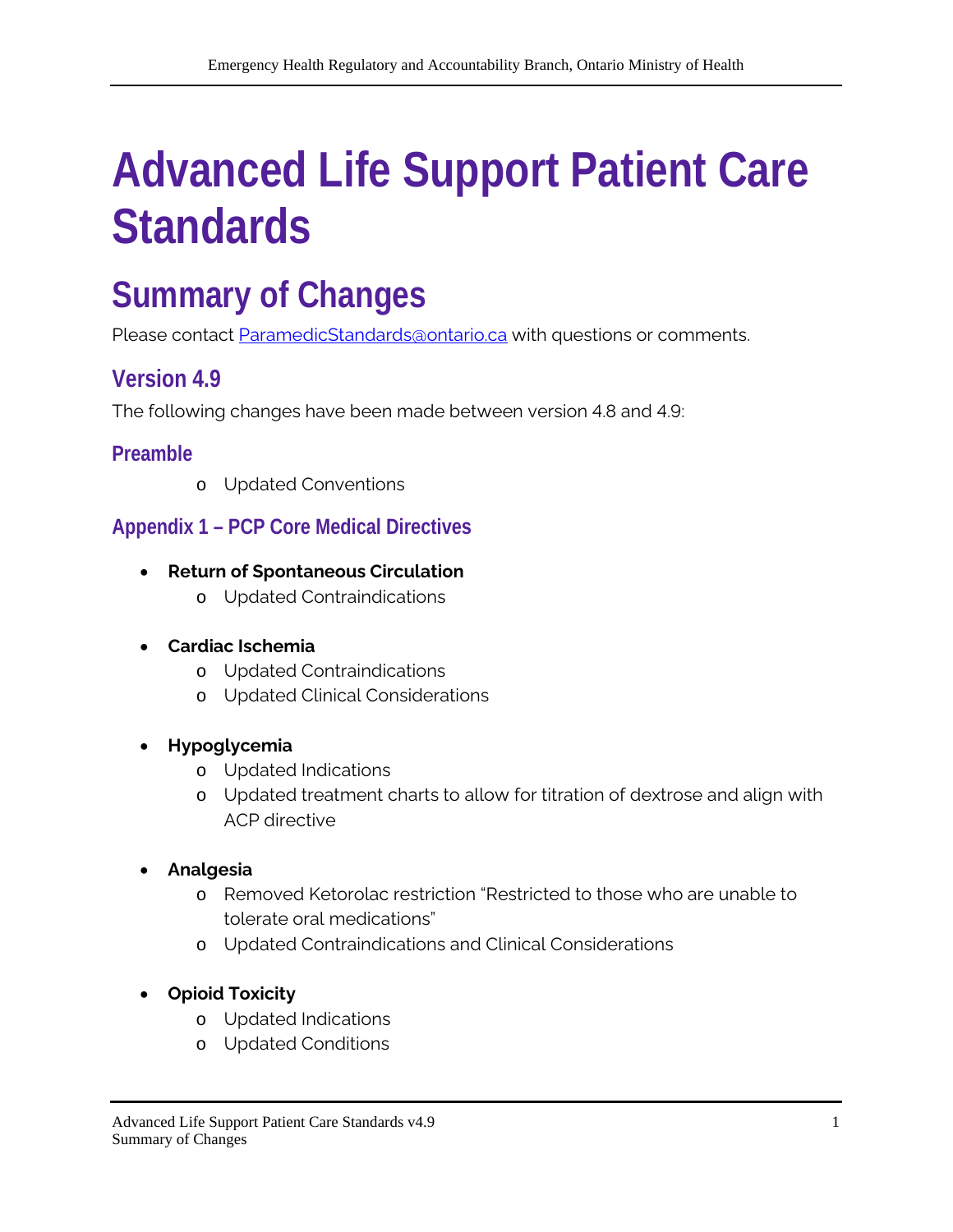# Advanced Life Support Patient Care Standards

## Summary of Changes

Please contact [ParamedicStandards@ontario.ca](mailto:ParamedicStandards@ontario.ca) with questions or comments.

### Version 4.9

The following changes have been made between version 4.8 and 4.9:

#### Preamble

- Updated Conventions

#### Appendix 1 – PCP Core Medical Directives

- **Return of Spontaneous Circulation**
  - Updated Contraindications

- **Cardiac Ischemia**
  - Updated Contraindications
  - Updated Clinical Considerations

- **Hypoglycemia**
  - Updated Indications
  - Updated treatment charts to allow for titration of dextrose and align with ACP directive

- **Analgesia**
  - Removed Ketorolac restriction "Restricted to those who are unable to tolerate oral medications"
  - Updated Contraindications and Clinical Considerations

- **Opioid Toxicity**
  - Updated Indications
  - Updated Conditions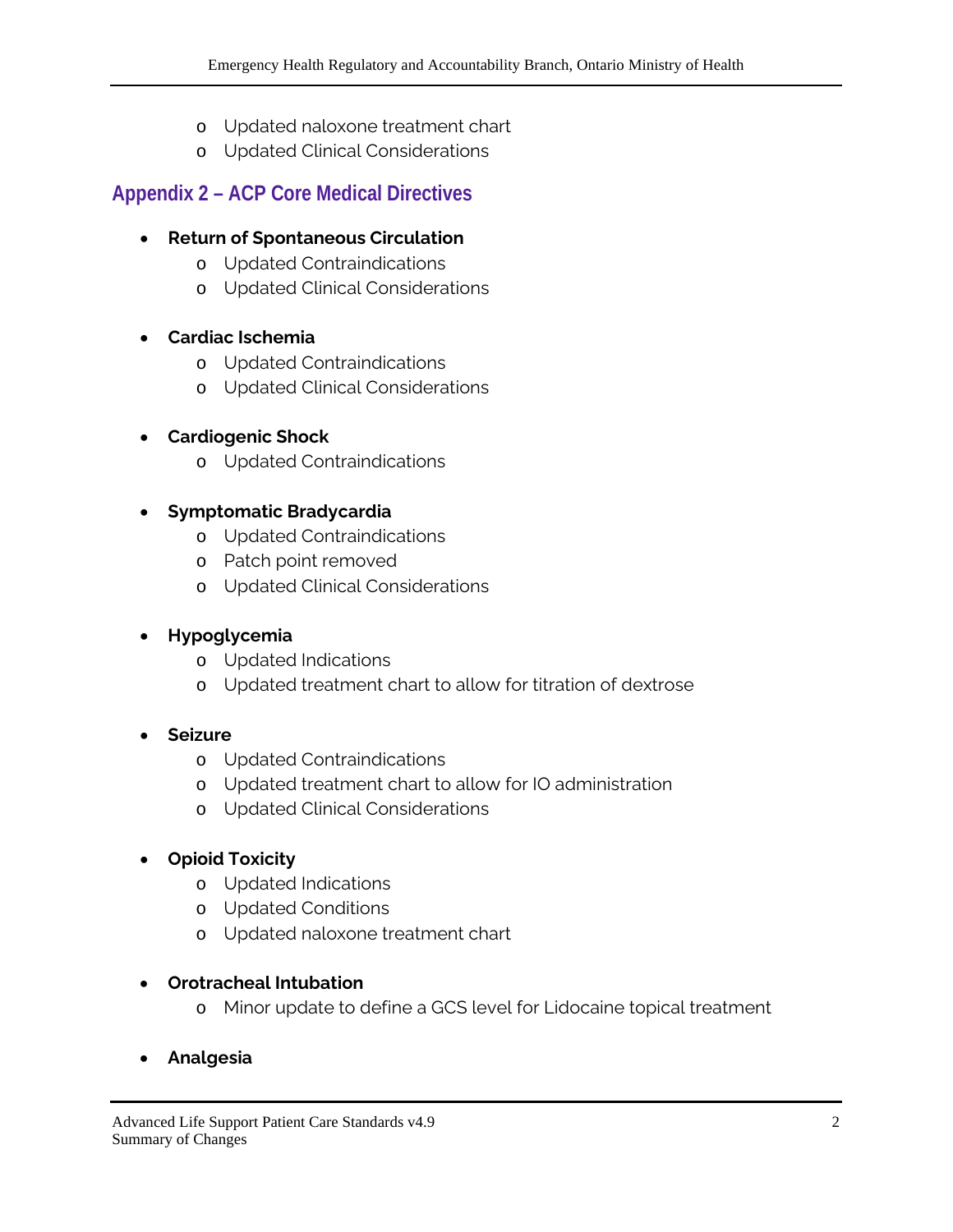- Updated naloxone treatment chart
- Updated Clinical Considerations

## Appendix 2 – ACP Core Medical Directives

- **Return of Spontaneous Circulation**
    - Updated Contraindications
    - Updated Clinical Considerations

- **Cardiac Ischemia**
    - Updated Contraindications
    - Updated Clinical Considerations

- **Cardiogenic Shock**
    - Updated Contraindications

- **Symptomatic Bradycardia**
    - Updated Contraindications
    - Patch point removed
    - Updated Clinical Considerations

- **Hypoglycemia**
    - Updated Indications
    - Updated treatment chart to allow for titration of dextrose

- **Seizure**
    - Updated Contraindications
    - Updated treatment chart to allow for IO administration
    - Updated Clinical Considerations

- **Opioid Toxicity**
    - Updated Indications
    - Updated Conditions
    - Updated naloxone treatment chart

- **Orotracheal Intubation**
    - Minor update to define a GCS level for Lidocaine topical treatment

- **Analgesia**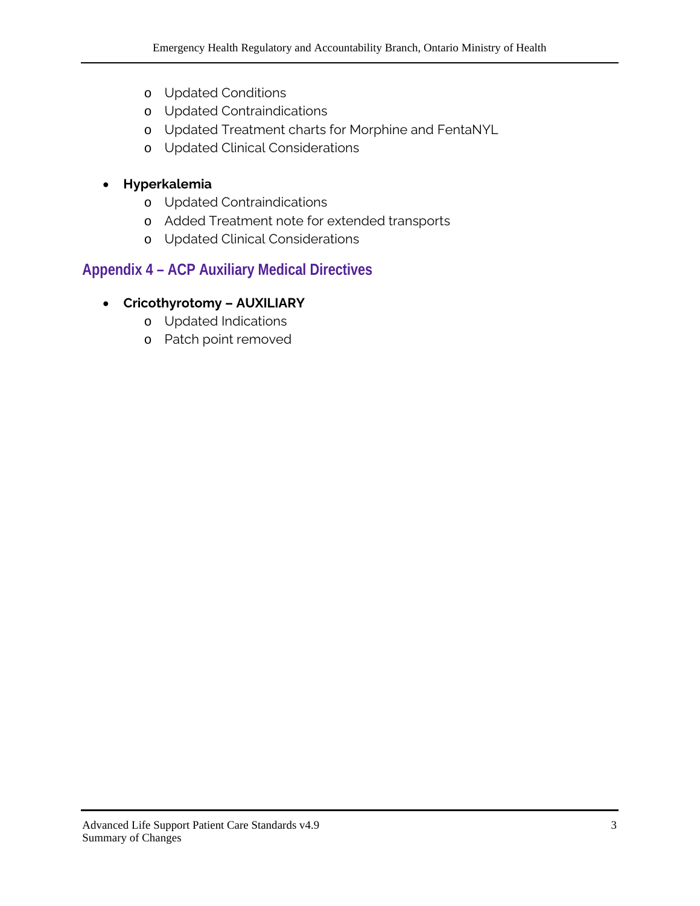- Updated Conditions
- Updated Contraindications
- Updated Treatment charts for Morphine and FentaNYL
- Updated Clinical Considerations

- **Hyperkalemia**
  - Updated Contraindications
  - Added Treatment note for extended transports
  - Updated Clinical Considerations

## Appendix 4 – ACP Auxiliary Medical Directives

- **Cricothyrotomy – AUXILIARY**
  - Updated Indications
  - Patch point removed